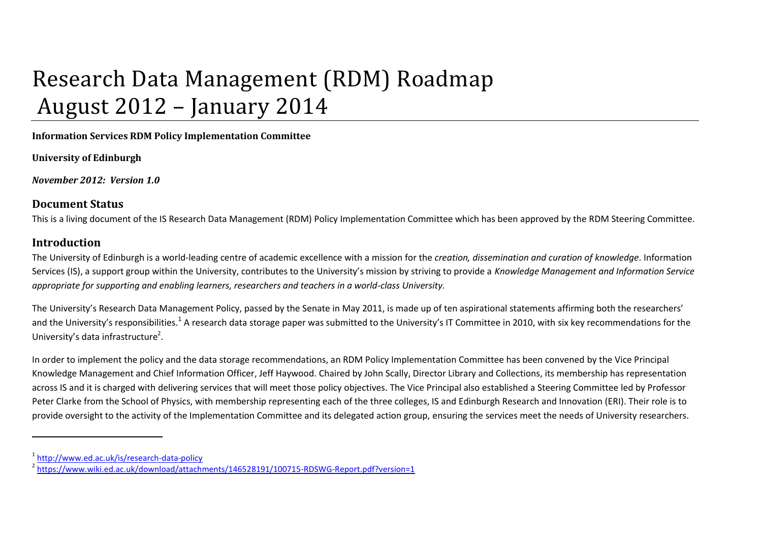# Research Data Management (RDM) Roadmap August 2012 – January 2014

**Information Services RDM Policy Implementation Committee**

**University of Edinburgh**

***November 2012: Version 1.0***

## Document Status

This is a living document of the IS Research Data Management (RDM) Policy Implementation Committee which has been approved by the RDM Steering Committee.

## Introduction

The University of Edinburgh is a world-leading centre of academic excellence with a mission for the *creation, dissemination and curation of knowledge*. Information Services (IS), a support group within the University, contributes to the University's mission by striving to provide a *Knowledge Management and Information Service appropriate for supporting and enabling learners, researchers and teachers in a world-class University.*

The University's Research Data Management Policy, passed by the Senate in May 2011, is made up of ten aspirational statements affirming both the researchers' and the University's responsibilities.[1] A research data storage paper was submitted to the University's IT Committee in 2010, with six key recommendations for the University's data infrastructure[2].

In order to implement the policy and the data storage recommendations, an RDM Policy Implementation Committee has been convened by the Vice Principal Knowledge Management and Chief Information Officer, Jeff Haywood. Chaired by John Scally, Director Library and Collections, its membership has representation across IS and it is charged with delivering services that will meet those policy objectives. The Vice Principal also established a Steering Committee led by Professor Peter Clarke from the School of Physics, with membership representing each of the three colleges, IS and Edinburgh Research and Innovation (ERI). Their role is to provide oversight to the activity of the Implementation Committee and its delegated action group, ensuring the services meet the needs of University researchers.

[1] http://www.ed.ac.uk/is/research-data-policy

[2] https://www.wiki.ed.ac.uk/download/attachments/146528191/100715-RDSWG-Report.pdf?version=1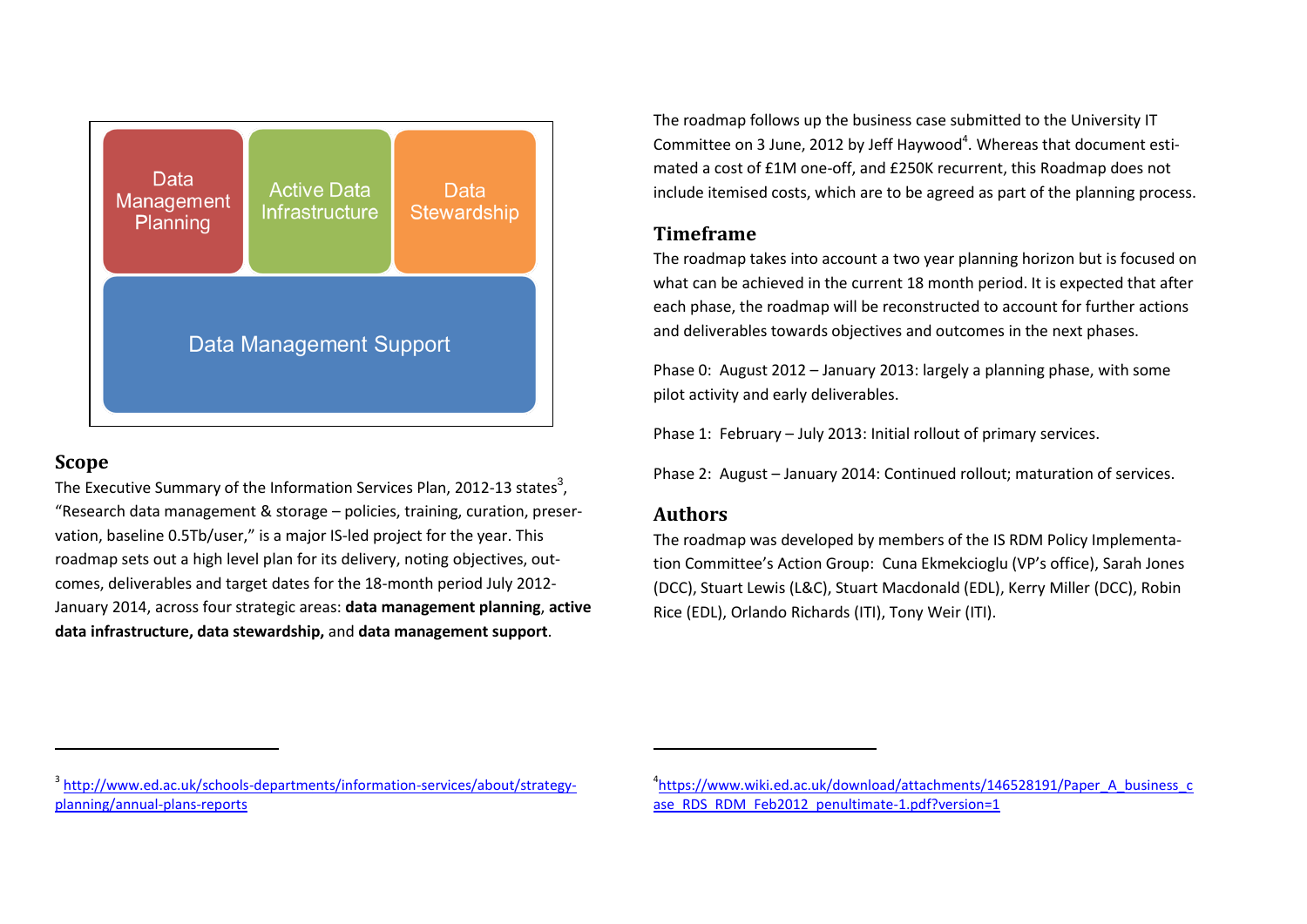Data Management Planning | Active Data Infrastructure | Data Stewardship

Data Management Support

## Scope

The Executive Summary of the Information Services Plan, 2012-13 states[3], "Research data management & storage – policies, training, curation, preservation, baseline 0.5Tb/user," is a major IS-led project for the year. This roadmap sets out a high level plan for its delivery, noting objectives, outcomes, deliverables and target dates for the 18-month period July 2012-January 2014, across four strategic areas: **data management planning**, **active data infrastructure, data stewardship,** and **data management support**.

The roadmap follows up the business case submitted to the University IT Committee on 3 June, 2012 by Jeff Haywood[4]. Whereas that document estimated a cost of £1M one-off, and £250K recurrent, this Roadmap does not include itemised costs, which are to be agreed as part of the planning process.

## Timeframe

The roadmap takes into account a two year planning horizon but is focused on what can be achieved in the current 18 month period. It is expected that after each phase, the roadmap will be reconstructed to account for further actions and deliverables towards objectives and outcomes in the next phases.

Phase 0: August 2012 – January 2013: largely a planning phase, with some pilot activity and early deliverables.

Phase 1: February – July 2013: Initial rollout of primary services.

Phase 2: August – January 2014: Continued rollout; maturation of services.

## Authors

The roadmap was developed by members of the IS RDM Policy Implementation Committee's Action Group: Cuna Ekmekcioglu (VP's office), Sarah Jones (DCC), Stuart Lewis (L&C), Stuart Macdonald (EDL), Kerry Miller (DCC), Robin Rice (EDL), Orlando Richards (ITI), Tony Weir (ITI).

---

[3] http://www.ed.ac.uk/schools-departments/information-services/about/strategy-planning/annual-plans-reports

[4] https://www.wiki.ed.ac.uk/download/attachments/146528191/Paper_A_business_case_RDS_RDM_Feb2012_penultimate-1.pdf?version=1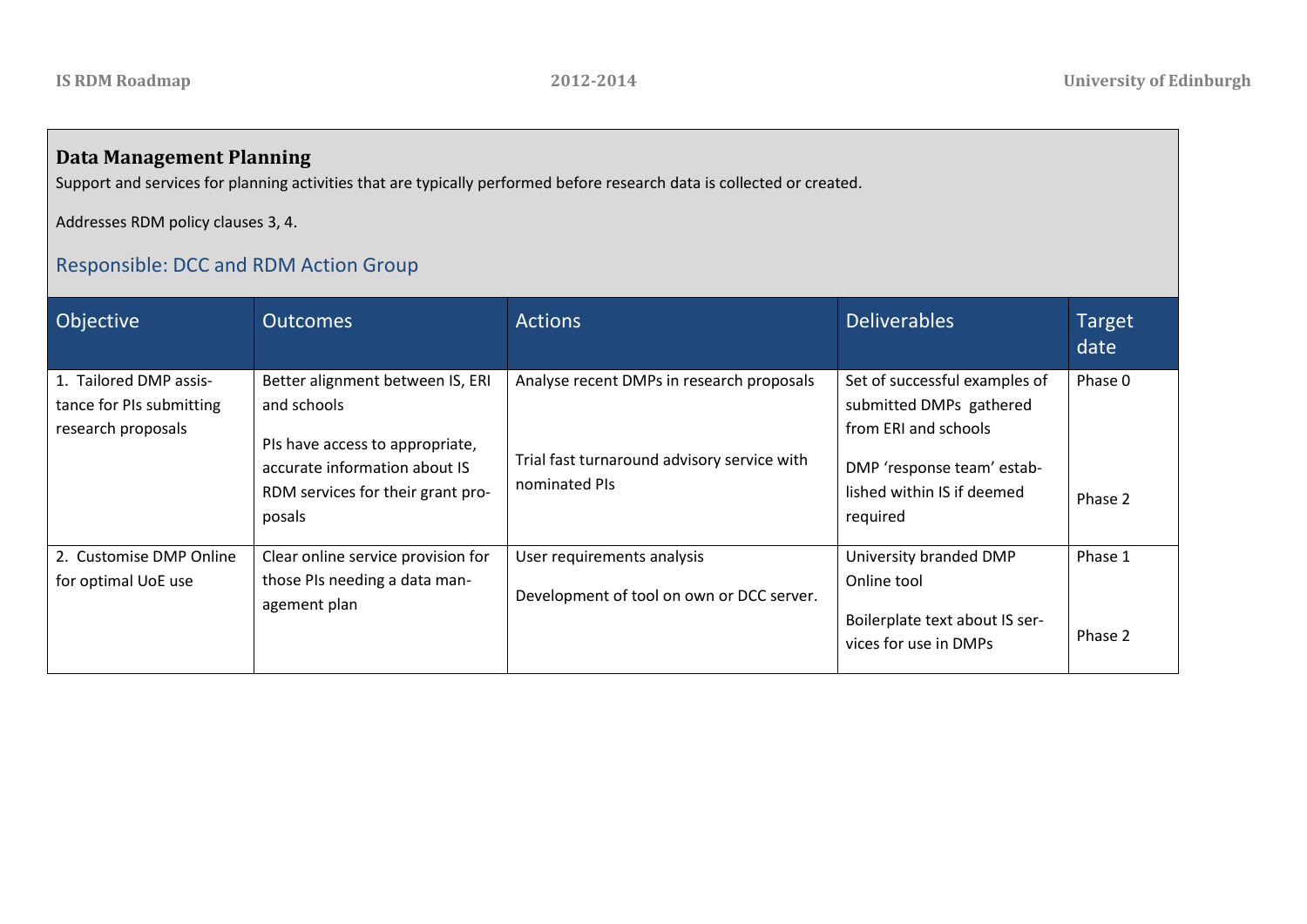## Data Management Planning

Support and services for planning activities that are typically performed before research data is collected or created.

Addresses RDM policy clauses 3, 4.

### Responsible: DCC and RDM Action Group

| Objective | Outcomes | Actions | Deliverables | Target date |
|---|---|---|---|---|
| 1. Tailored DMP assistance for PIs submitting research proposals | Better alignment between IS, ERI and schools<br><br>PIs have access to appropriate, accurate information about IS RDM services for their grant proposals | Analyse recent DMPs in research proposals<br><br>Trial fast turnaround advisory service with nominated PIs | Set of successful examples of submitted DMPs gathered from ERI and schools<br><br>DMP 'response team' established within IS if deemed required | Phase 0<br><br>Phase 2 |
| 2. Customise DMP Online for optimal UoE use | Clear online service provision for those PIs needing a data management plan | User requirements analysis<br><br>Development of tool on own or DCC server. | University branded DMP Online tool<br><br>Boilerplate text about IS services for use in DMPs | Phase 1<br><br>Phase 2 |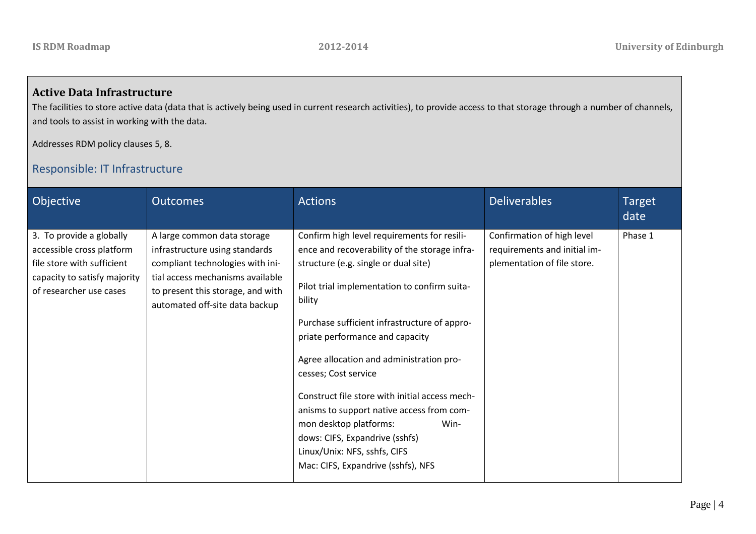## Active Data Infrastructure

The facilities to store active data (data that is actively being used in current research activities), to provide access to that storage through a number of channels, and tools to assist in working with the data.

Addresses RDM policy clauses 5, 8.

### Responsible: IT Infrastructure

| Objective | Outcomes | Actions | Deliverables | Target date |
|---|---|---|---|---|
| 3. To provide a globally accessible cross platform file store with sufficient capacity to satisfy majority of researcher use cases | A large common data storage infrastructure using standards compliant technologies with initial access mechanisms available to present this storage, and with automated off-site data backup | Confirm high level requirements for resilience and recoverability of the storage infrastructure (e.g. single or dual site)<br><br>Pilot trial implementation to confirm suitability<br><br>Purchase sufficient infrastructure of appropriate performance and capacity<br><br>Agree allocation and administration processes; Cost service<br><br>Construct file store with initial access mechanisms to support native access from common desktop platforms: Windows: CIFS, Expandrive (sshfs)<br>Linux/Unix: NFS, sshfs, CIFS<br>Mac: CIFS, Expandrive (sshfs), NFS | Confirmation of high level requirements and initial implementation of file store. | Phase 1 |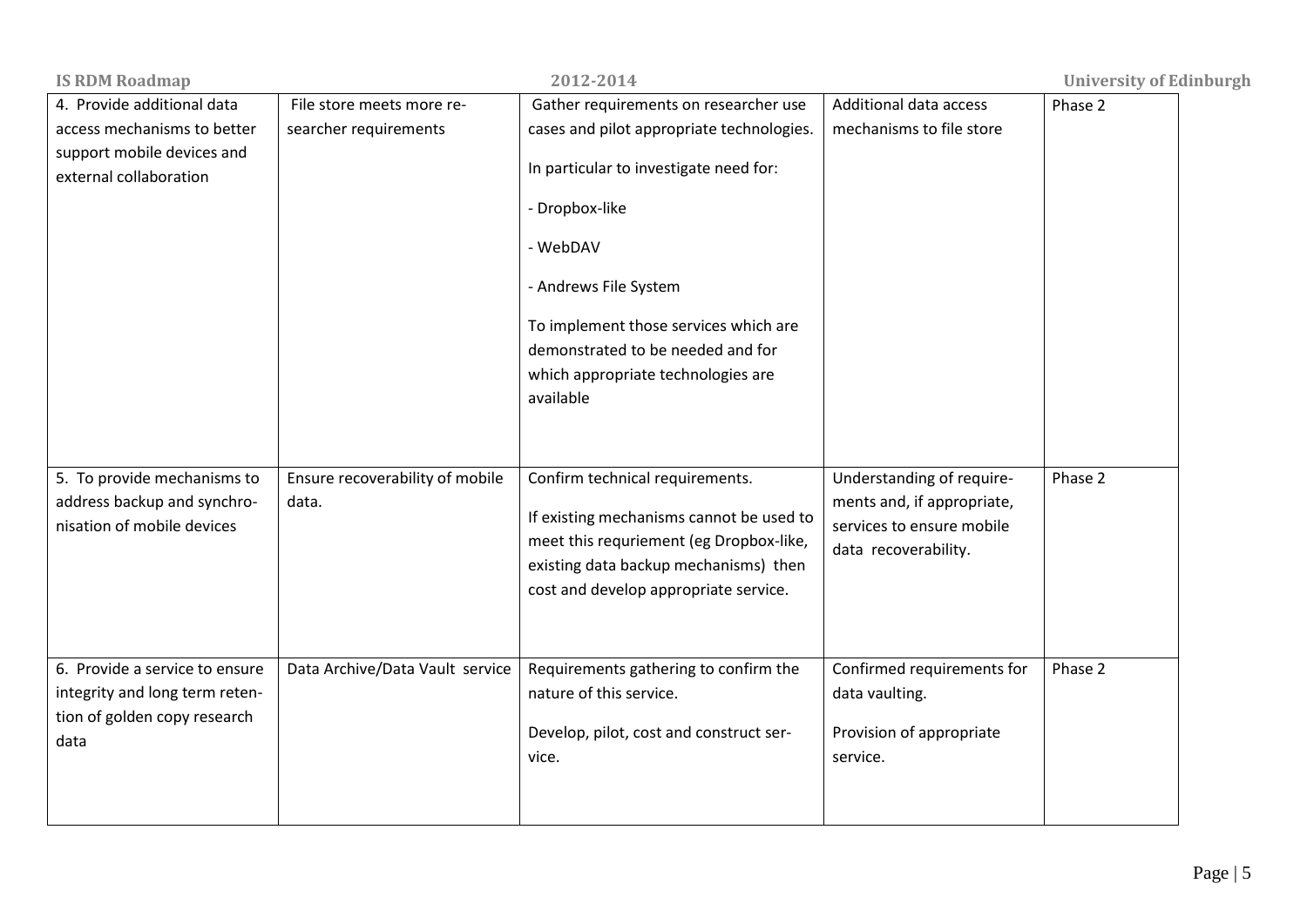| 4. Provide additional data access mechanisms to better support mobile devices and external collaboration | File store meets more researcher requirements | Gather requirements on researcher use cases and pilot appropriate technologies.<br><br>In particular to investigate need for:<br><br>- Dropbox-like<br><br>- WebDAV<br><br>- Andrews File System<br><br>To implement those services which are demonstrated to be needed and for which appropriate technologies are available | Additional data access mechanisms to file store | Phase 2 |
|---|---|---|---|---|
| 5. To provide mechanisms to address backup and synchronisation of mobile devices | Ensure recoverability of mobile data. | Confirm technical requirements.<br><br>If existing mechanisms cannot be used to meet this requriement (eg Dropbox-like, existing data backup mechanisms) then cost and develop appropriate service. | Understanding of requirements and, if appropriate, services to ensure mobile data recoverability. | Phase 2 |
| 6. Provide a service to ensure integrity and long term retention of golden copy research data | Data Archive/Data Vault service | Requirements gathering to confirm the nature of this service.<br><br>Develop, pilot, cost and construct service. | Confirmed requirements for data vaulting.<br><br>Provision of appropriate service. | Phase 2 |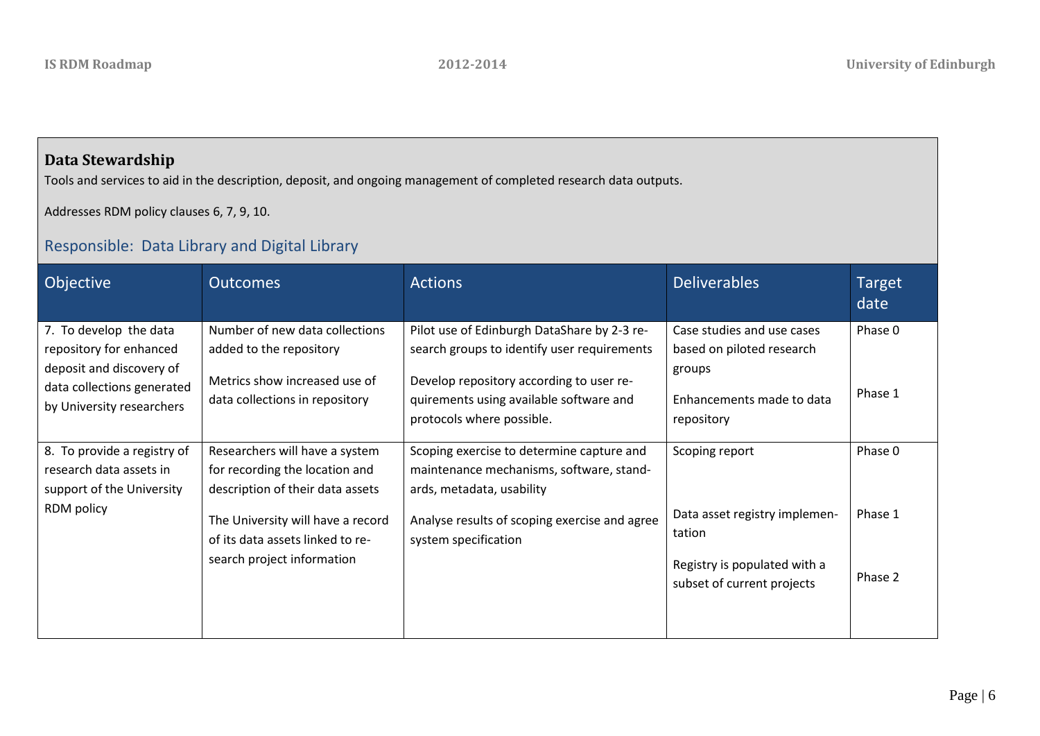## Data Stewardship

Tools and services to aid in the description, deposit, and ongoing management of completed research data outputs.

Addresses RDM policy clauses 6, 7, 9, 10.

### Responsible: Data Library and Digital Library

| Objective | Outcomes | Actions | Deliverables | Target date |
|---|---|---|---|---|
| 7. To develop the data repository for enhanced deposit and discovery of data collections generated by University researchers | Number of new data collections added to the repository<br><br>Metrics show increased use of data collections in repository | Pilot use of Edinburgh DataShare by 2-3 research groups to identify user requirements<br><br>Develop repository according to user requirements using available software and protocols where possible. | Case studies and use cases based on piloted research groups<br><br>Enhancements made to data repository | Phase 0<br><br>Phase 1 |
| 8. To provide a registry of research data assets in support of the University RDM policy | Researchers will have a system for recording the location and description of their data assets<br><br>The University will have a record of its data assets linked to research project information | Scoping exercise to determine capture and maintenance mechanisms, software, standards, metadata, usability<br><br>Analyse results of scoping exercise and agree system specification | Scoping report<br><br>Data asset registry implementation<br><br>Registry is populated with a subset of current projects | Phase 0<br><br>Phase 1<br><br>Phase 2 |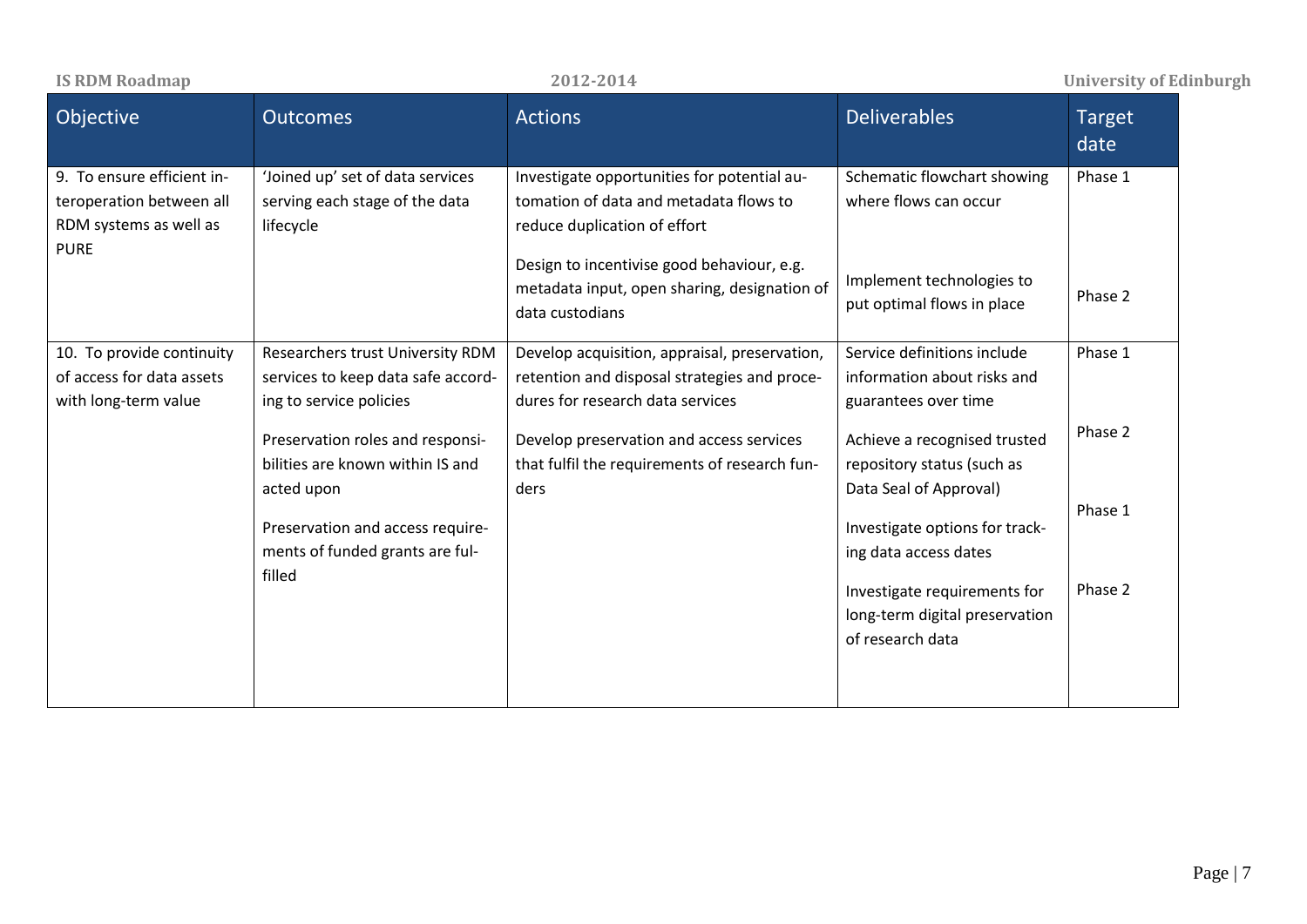| Objective | Outcomes | Actions | Deliverables | Target date |
|---|---|---|---|---|
| 9. To ensure efficient interoperation between all RDM systems as well as PURE | 'Joined up' set of data services serving each stage of the data lifecycle | Investigate opportunities for potential automation of data and metadata flows to reduce duplication of effort | Schematic flowchart showing where flows can occur | Phase 1 |
| | | Design to incentivise good behaviour, e.g. metadata input, open sharing, designation of data custodians | Implement technologies to put optimal flows in place | Phase 2 |
| 10. To provide continuity of access for data assets with long-term value | Researchers trust University RDM services to keep data safe according to service policies | Develop acquisition, appraisal, preservation, retention and disposal strategies and procedures for research data services | Service definitions include information about risks and guarantees over time | Phase 1 |
| | Preservation roles and responsibilities are known within IS and acted upon | Develop preservation and access services that fulfil the requirements of research funders | Achieve a recognised trusted repository status (such as Data Seal of Approval) | Phase 2 |
| | Preservation and access requirements of funded grants are fulfilled | | Investigate options for tracking data access dates | Phase 1 |
| | | | Investigate requirements for long-term digital preservation of research data | Phase 2 |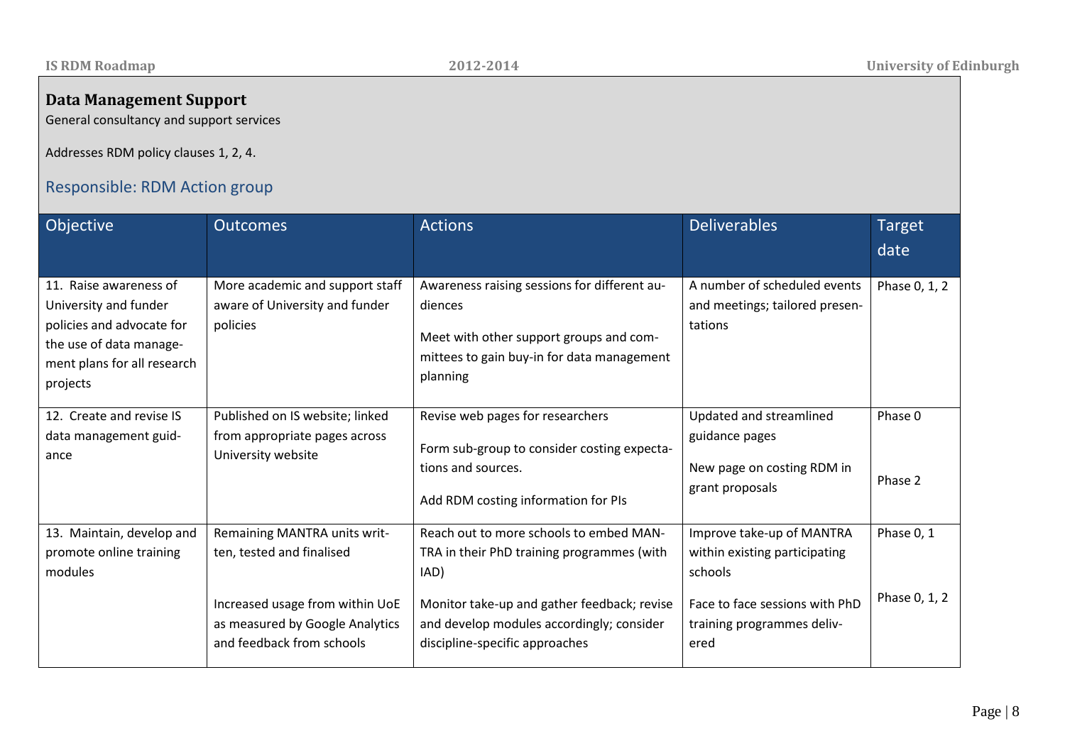## Data Management Support

General consultancy and support services

Addresses RDM policy clauses 1, 2, 4.

### Responsible: RDM Action group

| Objective | Outcomes | Actions | Deliverables | Target date |
|---|---|---|---|---|
| 11. Raise awareness of University and funder policies and advocate for the use of data management plans for all research projects | More academic and support staff aware of University and funder policies | Awareness raising sessions for different audiences<br><br>Meet with other support groups and committees to gain buy-in for data management planning | A number of scheduled events and meetings; tailored presentations | Phase 0, 1, 2 |
| 12. Create and revise IS data management guidance | Published on IS website; linked from appropriate pages across University website | Revise web pages for researchers<br><br>Form sub-group to consider costing expectations and sources.<br><br>Add RDM costing information for PIs | Updated and streamlined guidance pages<br><br>New page on costing RDM in grant proposals | Phase 0<br><br>Phase 2 |
| 13. Maintain, develop and promote online training modules | Remaining MANTRA units written, tested and finalised<br><br>Increased usage from within UoE as measured by Google Analytics and feedback from schools | Reach out to more schools to embed MANTRA in their PhD training programmes (with IAD)<br><br>Monitor take-up and gather feedback; revise and develop modules accordingly; consider discipline-specific approaches | Improve take-up of MANTRA within existing participating schools<br><br>Face to face sessions with PhD training programmes delivered | Phase 0, 1<br><br>Phase 0, 1, 2 |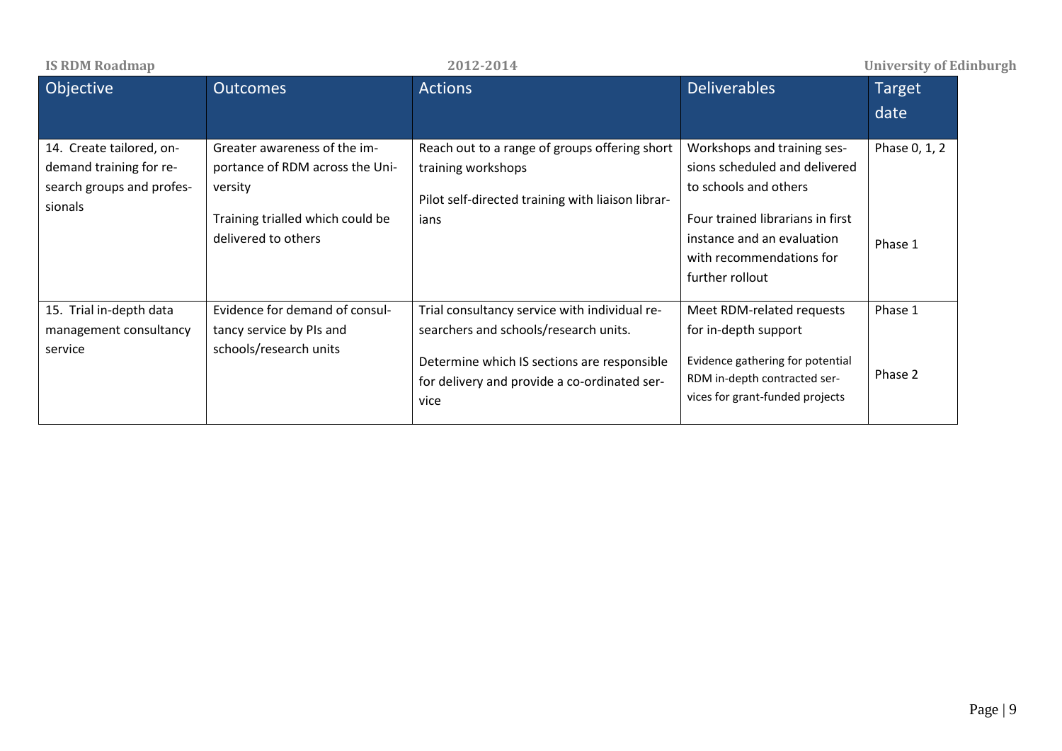| Objective | Outcomes | Actions | Deliverables | Target date |
|---|---|---|---|---|
| 14. Create tailored, on-demand training for research groups and professionals | Greater awareness of the importance of RDM across the University<br><br>Training trialled which could be delivered to others | Reach out to a range of groups offering short training workshops<br><br>Pilot self-directed training with liaison librarians | Workshops and training sessions scheduled and delivered to schools and others<br><br>Four trained librarians in first instance and an evaluation with recommendations for further rollout | Phase 0, 1, 2<br><br>Phase 1 |
| 15. Trial in-depth data management consultancy service | Evidence for demand of consultancy service by PIs and schools/research units | Trial consultancy service with individual researchers and schools/research units.<br><br>Determine which IS sections are responsible for delivery and provide a co-ordinated service | Meet RDM-related requests for in-depth support<br><br>Evidence gathering for potential RDM in-depth contracted services for grant-funded projects | Phase 1<br><br>Phase 2 |